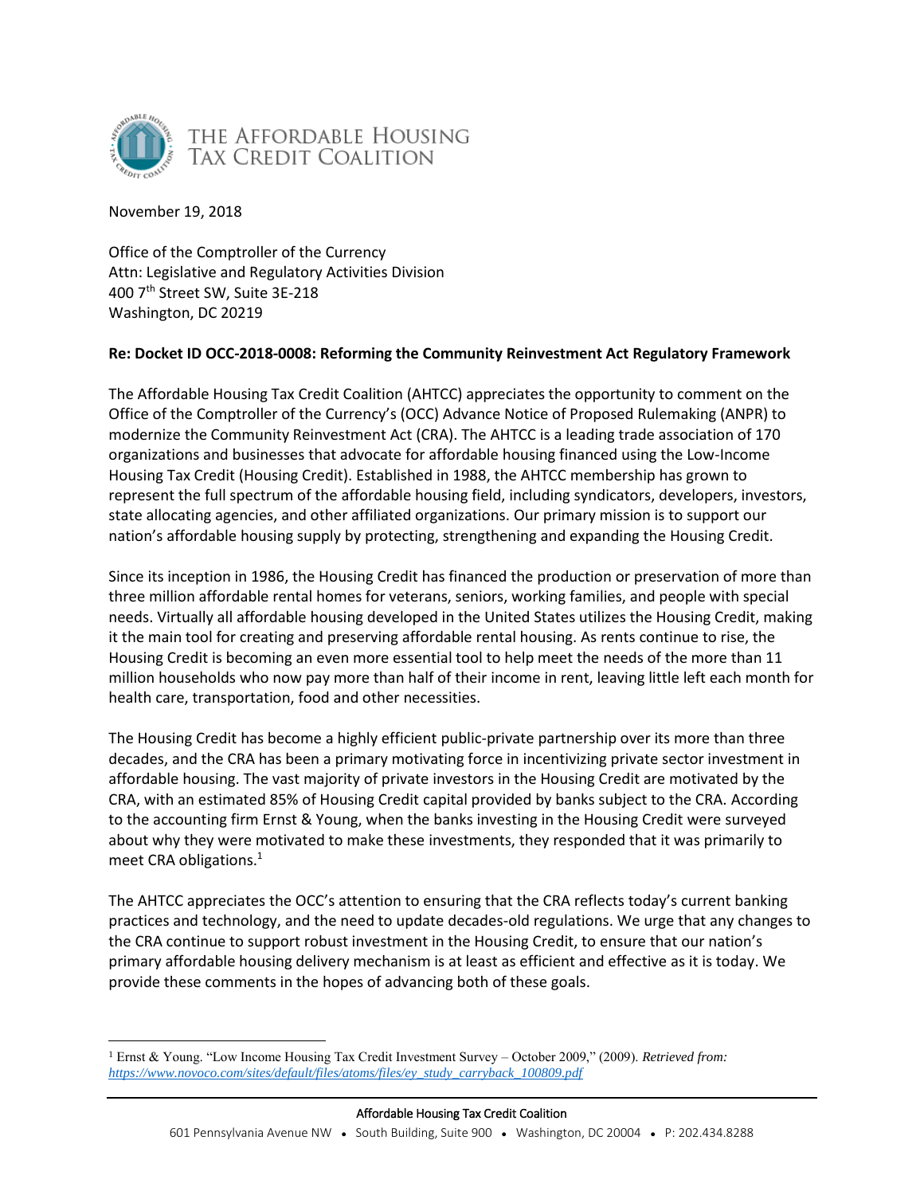# The Affordable Housing Tax Credit Coalition

November 19, 2018

Office of the Comptroller of the Currency
Attn: Legislative and Regulatory Activities Division
400 7th Street SW, Suite 3E-218
Washington, DC 20219

**Re: Docket ID OCC-2018-0008: Reforming the Community Reinvestment Act Regulatory Framework**

The Affordable Housing Tax Credit Coalition (AHTCC) appreciates the opportunity to comment on the Office of the Comptroller of the Currency's (OCC) Advance Notice of Proposed Rulemaking (ANPR) to modernize the Community Reinvestment Act (CRA). The AHTCC is a leading trade association of 170 organizations and businesses that advocate for affordable housing financed using the Low-Income Housing Tax Credit (Housing Credit). Established in 1988, the AHTCC membership has grown to represent the full spectrum of the affordable housing field, including syndicators, developers, investors, state allocating agencies, and other affiliated organizations. Our primary mission is to support our nation's affordable housing supply by protecting, strengthening and expanding the Housing Credit.

Since its inception in 1986, the Housing Credit has financed the production or preservation of more than three million affordable rental homes for veterans, seniors, working families, and people with special needs. Virtually all affordable housing developed in the United States utilizes the Housing Credit, making it the main tool for creating and preserving affordable rental housing. As rents continue to rise, the Housing Credit is becoming an even more essential tool to help meet the needs of the more than 11 million households who now pay more than half of their income in rent, leaving little left each month for health care, transportation, food and other necessities.

The Housing Credit has become a highly efficient public-private partnership over its more than three decades, and the CRA has been a primary motivating force in incentivizing private sector investment in affordable housing. The vast majority of private investors in the Housing Credit are motivated by the CRA, with an estimated 85% of Housing Credit capital provided by banks subject to the CRA. According to the accounting firm Ernst & Young, when the banks investing in the Housing Credit were surveyed about why they were motivated to make these investments, they responded that it was primarily to meet CRA obligations.[1]

The AHTCC appreciates the OCC's attention to ensuring that the CRA reflects today's current banking practices and technology, and the need to update decades-old regulations. We urge that any changes to the CRA continue to support robust investment in the Housing Credit, to ensure that our nation's primary affordable housing delivery mechanism is at least as efficient and effective as it is today. We provide these comments in the hopes of advancing both of these goals.

---

[1] Ernst & Young. "Low Income Housing Tax Credit Investment Survey – October 2009," (2009). *Retrieved from: https://www.novoco.com/sites/default/files/atoms/files/ey_study_carryback_100809.pdf*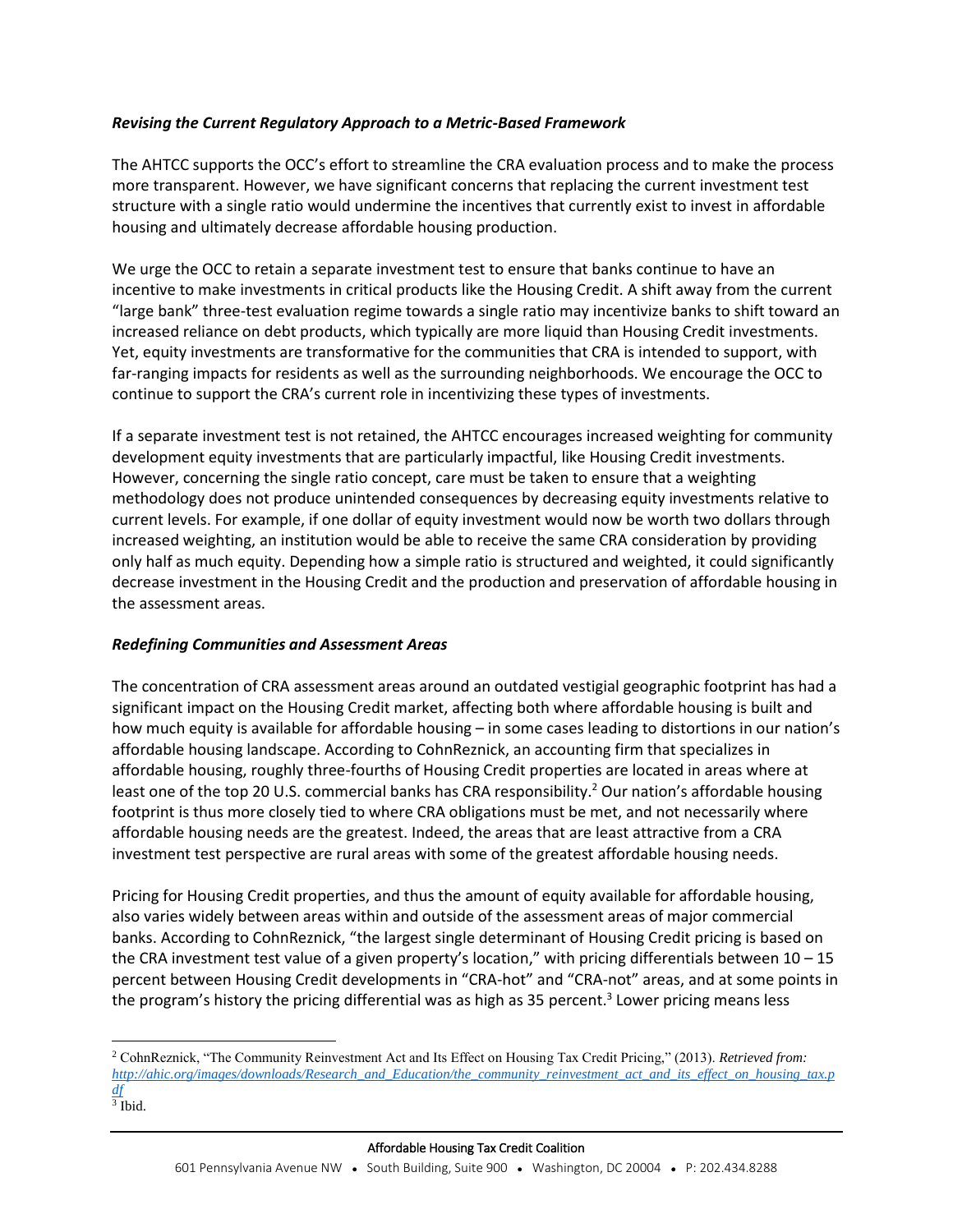### *Revising the Current Regulatory Approach to a Metric-Based Framework*

The AHTCC supports the OCC's effort to streamline the CRA evaluation process and to make the process more transparent. However, we have significant concerns that replacing the current investment test structure with a single ratio would undermine the incentives that currently exist to invest in affordable housing and ultimately decrease affordable housing production.

We urge the OCC to retain a separate investment test to ensure that banks continue to have an incentive to make investments in critical products like the Housing Credit. A shift away from the current "large bank" three-test evaluation regime towards a single ratio may incentivize banks to shift toward an increased reliance on debt products, which typically are more liquid than Housing Credit investments. Yet, equity investments are transformative for the communities that CRA is intended to support, with far-ranging impacts for residents as well as the surrounding neighborhoods. We encourage the OCC to continue to support the CRA's current role in incentivizing these types of investments.

If a separate investment test is not retained, the AHTCC encourages increased weighting for community development equity investments that are particularly impactful, like Housing Credit investments. However, concerning the single ratio concept, care must be taken to ensure that a weighting methodology does not produce unintended consequences by decreasing equity investments relative to current levels. For example, if one dollar of equity investment would now be worth two dollars through increased weighting, an institution would be able to receive the same CRA consideration by providing only half as much equity. Depending how a simple ratio is structured and weighted, it could significantly decrease investment in the Housing Credit and the production and preservation of affordable housing in the assessment areas.

### *Redefining Communities and Assessment Areas*

The concentration of CRA assessment areas around an outdated vestigial geographic footprint has had a significant impact on the Housing Credit market, affecting both where affordable housing is built and how much equity is available for affordable housing – in some cases leading to distortions in our nation's affordable housing landscape. According to CohnReznick, an accounting firm that specializes in affordable housing, roughly three-fourths of Housing Credit properties are located in areas where at least one of the top 20 U.S. commercial banks has CRA responsibility.[2] Our nation's affordable housing footprint is thus more closely tied to where CRA obligations must be met, and not necessarily where affordable housing needs are the greatest. Indeed, the areas that are least attractive from a CRA investment test perspective are rural areas with some of the greatest affordable housing needs.

Pricing for Housing Credit properties, and thus the amount of equity available for affordable housing, also varies widely between areas within and outside of the assessment areas of major commercial banks. According to CohnReznick, "the largest single determinant of Housing Credit pricing is based on the CRA investment test value of a given property's location," with pricing differentials between 10 – 15 percent between Housing Credit developments in "CRA-hot" and "CRA-not" areas, and at some points in the program's history the pricing differential was as high as 35 percent.[3] Lower pricing means less

---

[2] CohnReznick, "The Community Reinvestment Act and Its Effect on Housing Tax Credit Pricing," (2013). *Retrieved from:* [http://ahic.org/images/downloads/Research_and_Education/the_community_reinvestment_act_and_its_effect_on_housing_tax.pdf](http://ahic.org/images/downloads/Research_and_Education/the_community_reinvestment_act_and_its_effect_on_housing_tax.pdf)

[3] Ibid.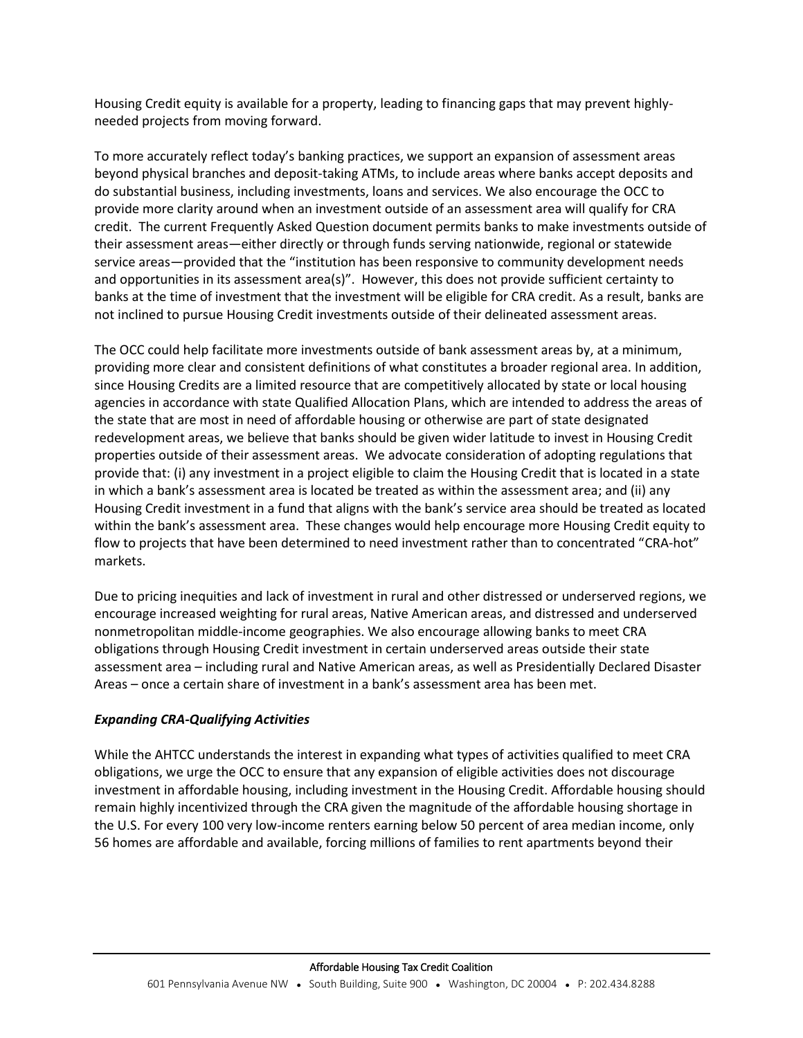Housing Credit equity is available for a property, leading to financing gaps that may prevent highly-needed projects from moving forward.

To more accurately reflect today's banking practices, we support an expansion of assessment areas beyond physical branches and deposit-taking ATMs, to include areas where banks accept deposits and do substantial business, including investments, loans and services. We also encourage the OCC to provide more clarity around when an investment outside of an assessment area will qualify for CRA credit. The current Frequently Asked Question document permits banks to make investments outside of their assessment areas—either directly or through funds serving nationwide, regional or statewide service areas—provided that the "institution has been responsive to community development needs and opportunities in its assessment area(s)". However, this does not provide sufficient certainty to banks at the time of investment that the investment will be eligible for CRA credit. As a result, banks are not inclined to pursue Housing Credit investments outside of their delineated assessment areas.

The OCC could help facilitate more investments outside of bank assessment areas by, at a minimum, providing more clear and consistent definitions of what constitutes a broader regional area. In addition, since Housing Credits are a limited resource that are competitively allocated by state or local housing agencies in accordance with state Qualified Allocation Plans, which are intended to address the areas of the state that are most in need of affordable housing or otherwise are part of state designated redevelopment areas, we believe that banks should be given wider latitude to invest in Housing Credit properties outside of their assessment areas. We advocate consideration of adopting regulations that provide that: (i) any investment in a project eligible to claim the Housing Credit that is located in a state in which a bank's assessment area is located be treated as within the assessment area; and (ii) any Housing Credit investment in a fund that aligns with the bank's service area should be treated as located within the bank's assessment area. These changes would help encourage more Housing Credit equity to flow to projects that have been determined to need investment rather than to concentrated "CRA-hot" markets.

Due to pricing inequities and lack of investment in rural and other distressed or underserved regions, we encourage increased weighting for rural areas, Native American areas, and distressed and underserved nonmetropolitan middle-income geographies. We also encourage allowing banks to meet CRA obligations through Housing Credit investment in certain underserved areas outside their state assessment area – including rural and Native American areas, as well as Presidentially Declared Disaster Areas – once a certain share of investment in a bank's assessment area has been met.

***Expanding CRA-Qualifying Activities***

While the AHTCC understands the interest in expanding what types of activities qualified to meet CRA obligations, we urge the OCC to ensure that any expansion of eligible activities does not discourage investment in affordable housing, including investment in the Housing Credit. Affordable housing should remain highly incentivized through the CRA given the magnitude of the affordable housing shortage in the U.S. For every 100 very low-income renters earning below 50 percent of area median income, only 56 homes are affordable and available, forcing millions of families to rent apartments beyond their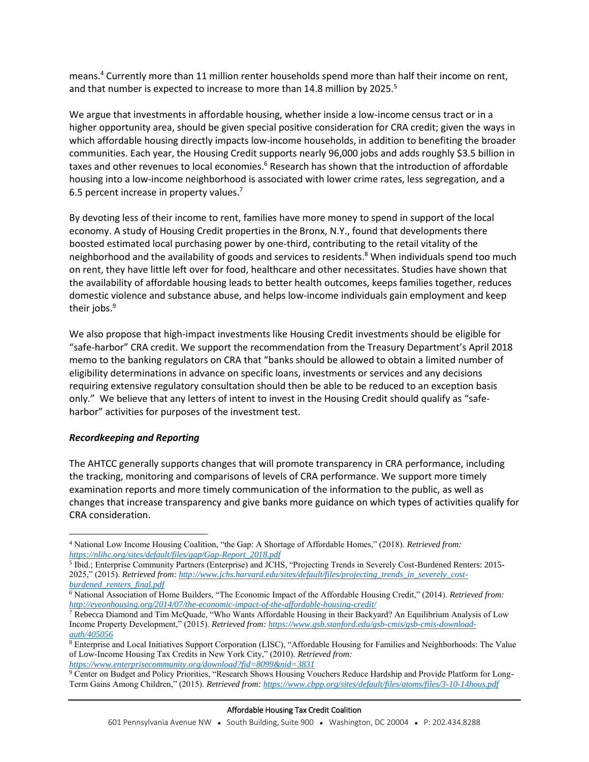means.[4] Currently more than 11 million renter households spend more than half their income on rent, and that number is expected to increase to more than 14.8 million by 2025.[5]

We argue that investments in affordable housing, whether inside a low-income census tract or in a higher opportunity area, should be given special positive consideration for CRA credit; given the ways in which affordable housing directly impacts low-income households, in addition to benefiting the broader communities. Each year, the Housing Credit supports nearly 96,000 jobs and adds roughly $3.5 billion in taxes and other revenues to local economies.[6] Research has shown that the introduction of affordable housing into a low-income neighborhood is associated with lower crime rates, less segregation, and a 6.5 percent increase in property values.[7]

By devoting less of their income to rent, families have more money to spend in support of the local economy. A study of Housing Credit properties in the Bronx, N.Y., found that developments there boosted estimated local purchasing power by one-third, contributing to the retail vitality of the neighborhood and the availability of goods and services to residents.[8] When individuals spend too much on rent, they have little left over for food, healthcare and other necessitates. Studies have shown that the availability of affordable housing leads to better health outcomes, keeps families together, reduces domestic violence and substance abuse, and helps low-income individuals gain employment and keep their jobs.[9]

We also propose that high-impact investments like Housing Credit investments should be eligible for "safe-harbor" CRA credit. We support the recommendation from the Treasury Department's April 2018 memo to the banking regulators on CRA that "banks should be allowed to obtain a limited number of eligibility determinations in advance on specific loans, investments or services and any decisions requiring extensive regulatory consultation should then be able to be reduced to an exception basis only." We believe that any letters of intent to invest in the Housing Credit should qualify as "safe-harbor" activities for purposes of the investment test.

### *Recordkeeping and Reporting*

The AHTCC generally supports changes that will promote transparency in CRA performance, including the tracking, monitoring and comparisons of levels of CRA performance. We support more timely examination reports and more timely communication of the information to the public, as well as changes that increase transparency and give banks more guidance on which types of activities qualify for CRA consideration.

---

[4] National Low Income Housing Coalition, "the Gap: A Shortage of Affordable Homes," (2018). *Retrieved from: https://nlihc.org/sites/default/files/gap/Gap-Report_2018.pdf*

[5] Ibid.; Enterprise Community Partners (Enterprise) and JCHS, "Projecting Trends in Severely Cost-Burdened Renters: 2015-2025," (2015). *Retrieved from: http://www.jchs.harvard.edu/sites/default/files/projecting_trends_in_severely_cost-burdened_renters_final.pdf*

[6] National Association of Home Builders, "The Economic Impact of the Affordable Housing Credit," (2014). *Retrieved from: http://eyeonhousing.org/2014/07/the-economic-impact-of-the-affordable-housing-credit/*

[7] Rebecca Diamond and Tim McQuade, "Who Wants Affordable Housing in their Backyard? An Equilibrium Analysis of Low Income Property Development," (2015). *Retrieved from: https://www.gsb.stanford.edu/gsb-cmis/gsb-cmis-download-auth/405056*

[8] Enterprise and Local Initiatives Support Corporation (LISC), "Affordable Housing for Families and Neighborhoods: The Value of Low-Income Housing Tax Credits in New York City," (2010). *Retrieved from: https://www.enterprisecommunity.org/download?fid=8099&nid=3831*

[9] Center on Budget and Policy Priorities, "Research Shows Housing Vouchers Reduce Hardship and Provide Platform for Long-Term Gains Among Children," (2015). *Retrieved from: https://www.cbpp.org/sites/default/files/atoms/files/3-10-14hous.pdf*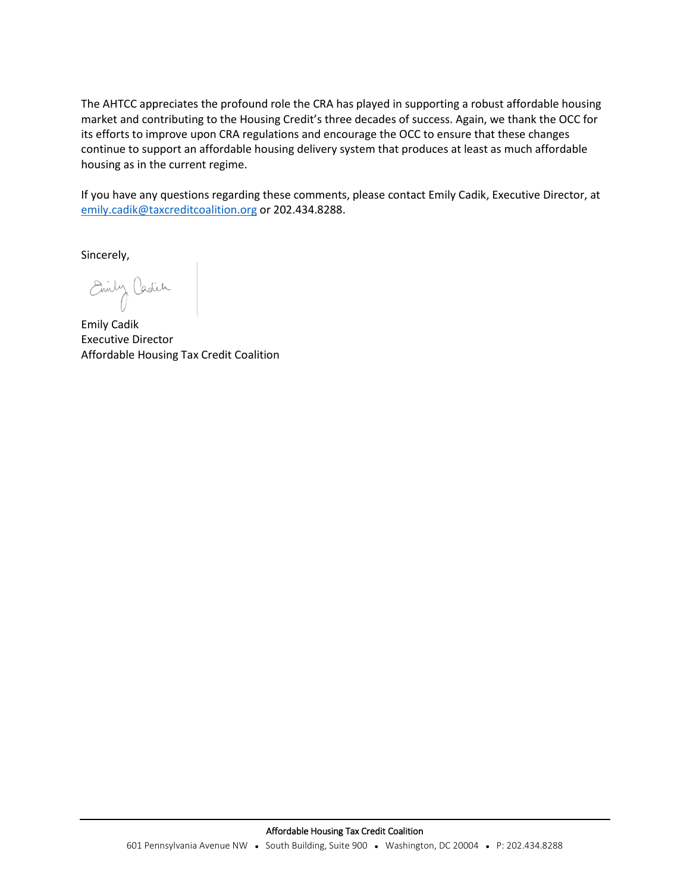The AHTCC appreciates the profound role the CRA has played in supporting a robust affordable housing market and contributing to the Housing Credit's three decades of success. Again, we thank the OCC for its efforts to improve upon CRA regulations and encourage the OCC to ensure that these changes continue to support an affordable housing delivery system that produces at least as much affordable housing as in the current regime.

If you have any questions regarding these comments, please contact Emily Cadik, Executive Director, at emily.cadik@taxcreditcoalition.org or 202.434.8288.

Sincerely,

Emily Cadik
Executive Director
Affordable Housing Tax Credit Coalition